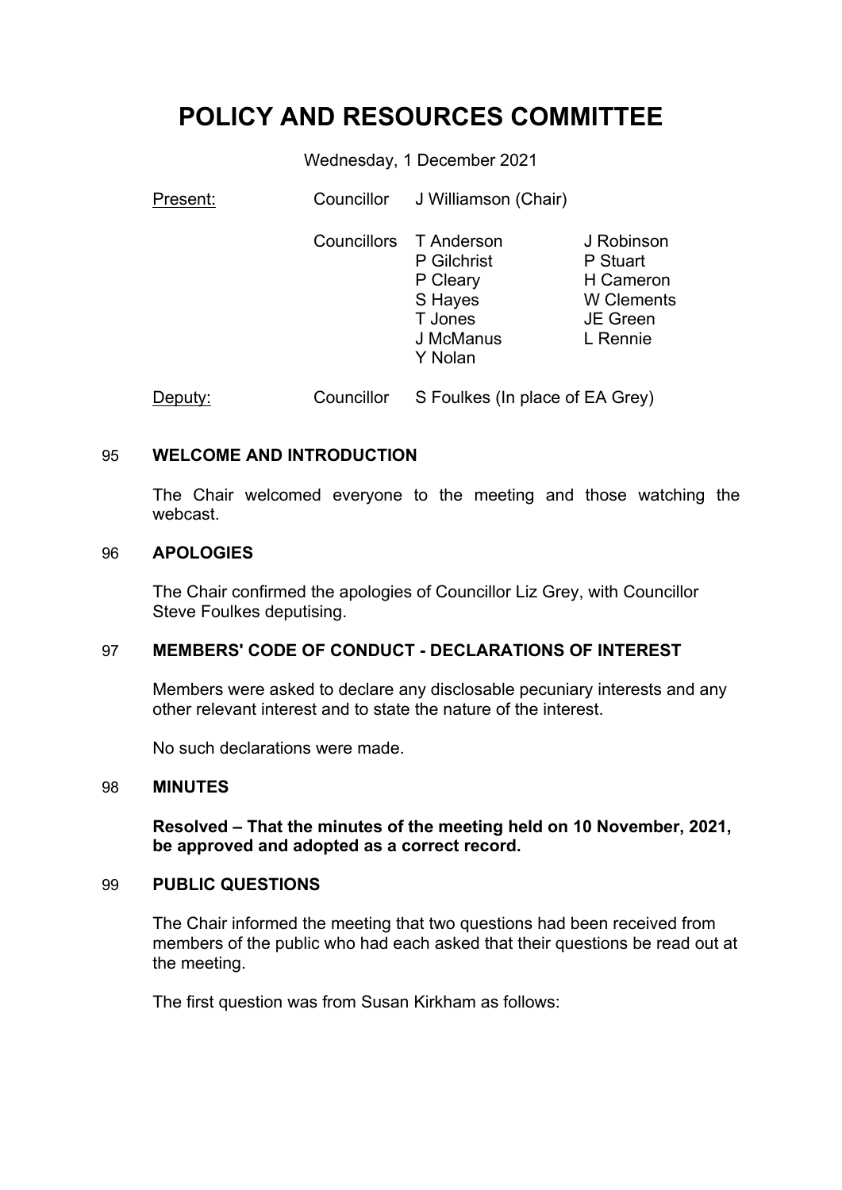# POLICY AND RESOURCES COMMITTEE

Wednesday, 1 December 2021

| Present: | Councillor | J Williamson (Chair) | |
|---|---|---|---|
| | Councillors | T Anderson | J Robinson |
| | | P Gilchrist | P Stuart |
| | | P Cleary | H Cameron |
| | | S Hayes | W Clements |
| | | T Jones | JE Green |
| | | J McManus | L Rennie |
| | | Y Nolan | |
| Deputy: | Councillor | S Foulkes (In place of EA Grey) | |

## 95 WELCOME AND INTRODUCTION

The Chair welcomed everyone to the meeting and those watching the webcast.

## 96 APOLOGIES

The Chair confirmed the apologies of Councillor Liz Grey, with Councillor Steve Foulkes deputising.

## 97 MEMBERS' CODE OF CONDUCT - DECLARATIONS OF INTEREST

Members were asked to declare any disclosable pecuniary interests and any other relevant interest and to state the nature of the interest.

No such declarations were made.

## 98 MINUTES

**Resolved – That the minutes of the meeting held on 10 November, 2021, be approved and adopted as a correct record.**

## 99 PUBLIC QUESTIONS

The Chair informed the meeting that two questions had been received from members of the public who had each asked that their questions be read out at the meeting.

The first question was from Susan Kirkham as follows: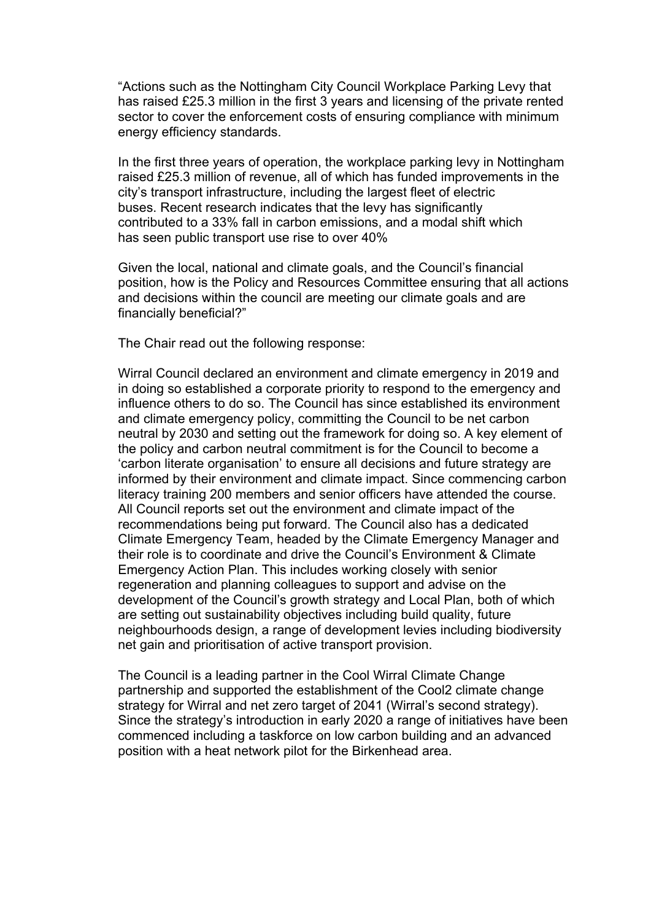“Actions such as the Nottingham City Council Workplace Parking Levy that has raised £25.3 million in the first 3 years and licensing of the private rented sector to cover the enforcement costs of ensuring compliance with minimum energy efficiency standards.

In the first three years of operation, the workplace parking levy in Nottingham raised £25.3 million of revenue, all of which has funded improvements in the city’s transport infrastructure, including the largest fleet of electric buses. Recent research indicates that the levy has significantly contributed to a 33% fall in carbon emissions, and a modal shift which has seen public transport use rise to over 40%

Given the local, national and climate goals, and the Council’s financial position, how is the Policy and Resources Committee ensuring that all actions and decisions within the council are meeting our climate goals and are financially beneficial?”

The Chair read out the following response:

Wirral Council declared an environment and climate emergency in 2019 and in doing so established a corporate priority to respond to the emergency and influence others to do so. The Council has since established its environment and climate emergency policy, committing the Council to be net carbon neutral by 2030 and setting out the framework for doing so. A key element of the policy and carbon neutral commitment is for the Council to become a ‘carbon literate organisation’ to ensure all decisions and future strategy are informed by their environment and climate impact. Since commencing carbon literacy training 200 members and senior officers have attended the course. All Council reports set out the environment and climate impact of the recommendations being put forward. The Council also has a dedicated Climate Emergency Team, headed by the Climate Emergency Manager and their role is to coordinate and drive the Council’s Environment & Climate Emergency Action Plan. This includes working closely with senior regeneration and planning colleagues to support and advise on the development of the Council’s growth strategy and Local Plan, both of which are setting out sustainability objectives including build quality, future neighbourhoods design, a range of development levies including biodiversity net gain and prioritisation of active transport provision.

The Council is a leading partner in the Cool Wirral Climate Change partnership and supported the establishment of the Cool2 climate change strategy for Wirral and net zero target of 2041 (Wirral’s second strategy). Since the strategy’s introduction in early 2020 a range of initiatives have been commenced including a taskforce on low carbon building and an advanced position with a heat network pilot for the Birkenhead area.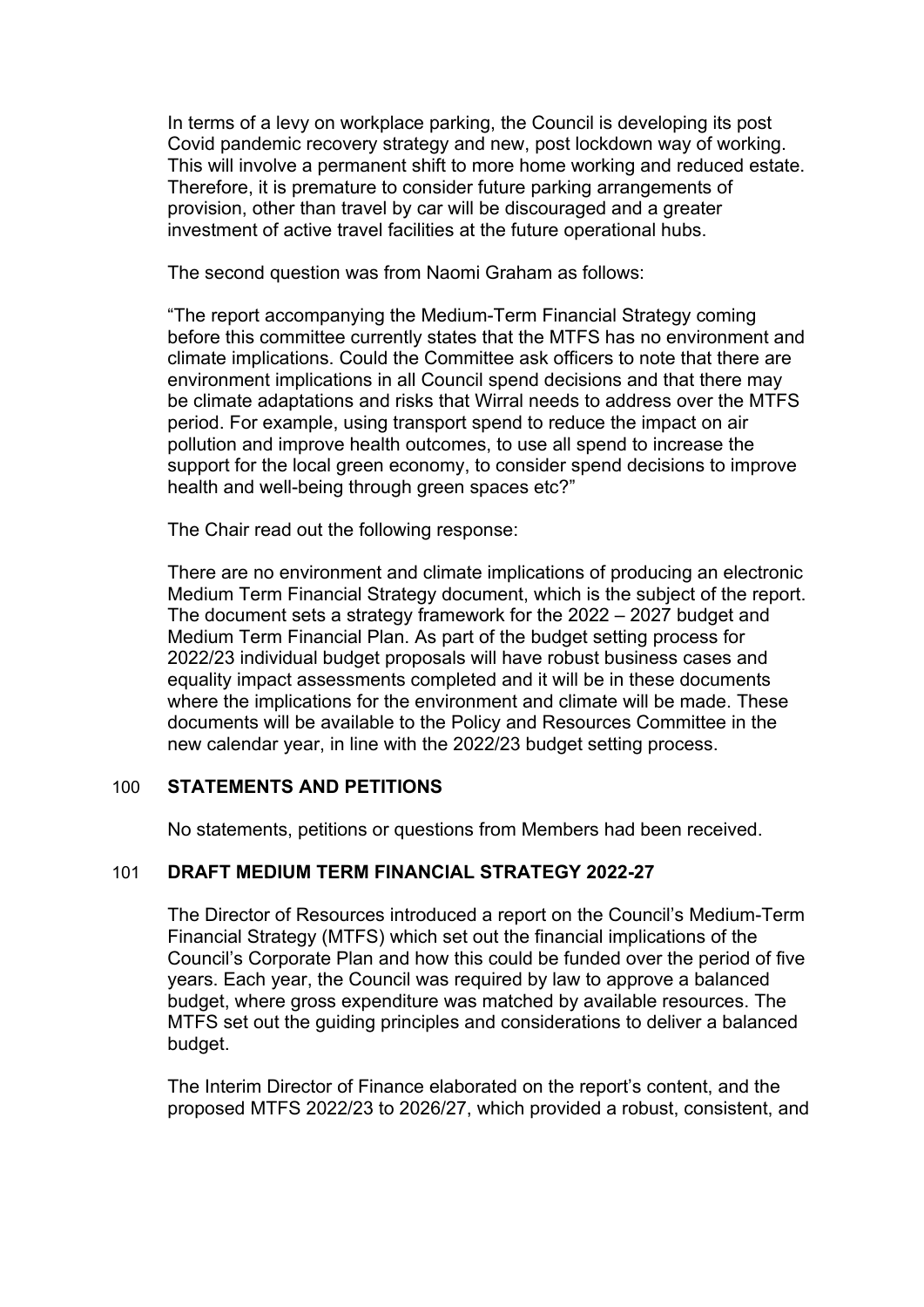In terms of a levy on workplace parking, the Council is developing its post Covid pandemic recovery strategy and new, post lockdown way of working. This will involve a permanent shift to more home working and reduced estate. Therefore, it is premature to consider future parking arrangements of provision, other than travel by car will be discouraged and a greater investment of active travel facilities at the future operational hubs.

The second question was from Naomi Graham as follows:

"The report accompanying the Medium-Term Financial Strategy coming before this committee currently states that the MTFS has no environment and climate implications. Could the Committee ask officers to note that there are environment implications in all Council spend decisions and that there may be climate adaptations and risks that Wirral needs to address over the MTFS period. For example, using transport spend to reduce the impact on air pollution and improve health outcomes, to use all spend to increase the support for the local green economy, to consider spend decisions to improve health and well-being through green spaces etc?"

The Chair read out the following response:

There are no environment and climate implications of producing an electronic Medium Term Financial Strategy document, which is the subject of the report. The document sets a strategy framework for the 2022 – 2027 budget and Medium Term Financial Plan. As part of the budget setting process for 2022/23 individual budget proposals will have robust business cases and equality impact assessments completed and it will be in these documents where the implications for the environment and climate will be made. These documents will be available to the Policy and Resources Committee in the new calendar year, in line with the 2022/23 budget setting process.

## 100 STATEMENTS AND PETITIONS

No statements, petitions or questions from Members had been received.

## 101 DRAFT MEDIUM TERM FINANCIAL STRATEGY 2022-27

The Director of Resources introduced a report on the Council's Medium-Term Financial Strategy (MTFS) which set out the financial implications of the Council's Corporate Plan and how this could be funded over the period of five years. Each year, the Council was required by law to approve a balanced budget, where gross expenditure was matched by available resources. The MTFS set out the guiding principles and considerations to deliver a balanced budget.

The Interim Director of Finance elaborated on the report's content, and the proposed MTFS 2022/23 to 2026/27, which provided a robust, consistent, and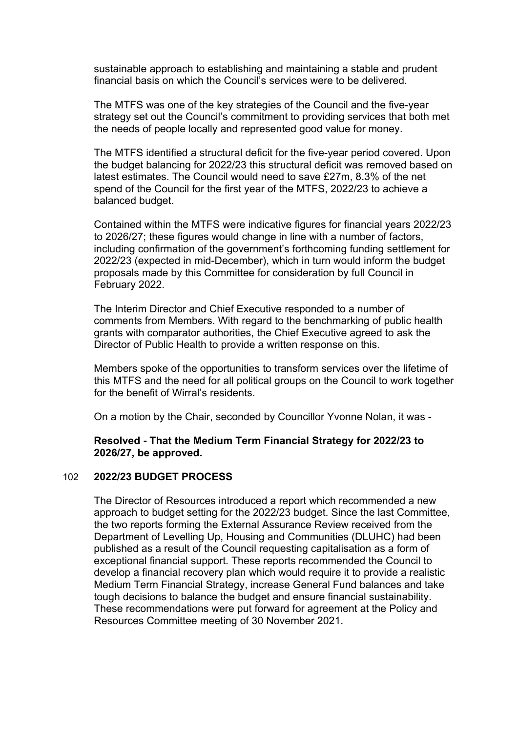sustainable approach to establishing and maintaining a stable and prudent financial basis on which the Council's services were to be delivered.

The MTFS was one of the key strategies of the Council and the five-year strategy set out the Council's commitment to providing services that both met the needs of people locally and represented good value for money.

The MTFS identified a structural deficit for the five-year period covered. Upon the budget balancing for 2022/23 this structural deficit was removed based on latest estimates. The Council would need to save £27m, 8.3% of the net spend of the Council for the first year of the MTFS, 2022/23 to achieve a balanced budget.

Contained within the MTFS were indicative figures for financial years 2022/23 to 2026/27; these figures would change in line with a number of factors, including confirmation of the government's forthcoming funding settlement for 2022/23 (expected in mid-December), which in turn would inform the budget proposals made by this Committee for consideration by full Council in February 2022.

The Interim Director and Chief Executive responded to a number of comments from Members. With regard to the benchmarking of public health grants with comparator authorities, the Chief Executive agreed to ask the Director of Public Health to provide a written response on this.

Members spoke of the opportunities to transform services over the lifetime of this MTFS and the need for all political groups on the Council to work together for the benefit of Wirral's residents.

On a motion by the Chair, seconded by Councillor Yvonne Nolan, it was -

**Resolved - That the Medium Term Financial Strategy for 2022/23 to 2026/27, be approved.**

## 102 2022/23 BUDGET PROCESS

The Director of Resources introduced a report which recommended a new approach to budget setting for the 2022/23 budget. Since the last Committee, the two reports forming the External Assurance Review received from the Department of Levelling Up, Housing and Communities (DLUHC) had been published as a result of the Council requesting capitalisation as a form of exceptional financial support. These reports recommended the Council to develop a financial recovery plan which would require it to provide a realistic Medium Term Financial Strategy, increase General Fund balances and take tough decisions to balance the budget and ensure financial sustainability. These recommendations were put forward for agreement at the Policy and Resources Committee meeting of 30 November 2021.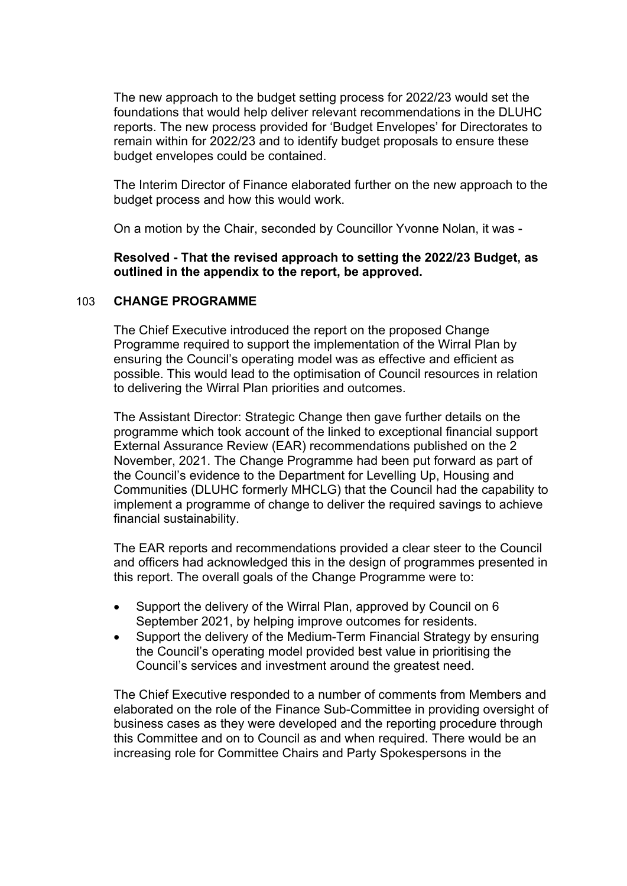The new approach to the budget setting process for 2022/23 would set the foundations that would help deliver relevant recommendations in the DLUHC reports. The new process provided for 'Budget Envelopes' for Directorates to remain within for 2022/23 and to identify budget proposals to ensure these budget envelopes could be contained.

The Interim Director of Finance elaborated further on the new approach to the budget process and how this would work.

On a motion by the Chair, seconded by Councillor Yvonne Nolan, it was -

**Resolved - That the revised approach to setting the 2022/23 Budget, as outlined in the appendix to the report, be approved.**

## 103 CHANGE PROGRAMME

The Chief Executive introduced the report on the proposed Change Programme required to support the implementation of the Wirral Plan by ensuring the Council's operating model was as effective and efficient as possible. This would lead to the optimisation of Council resources in relation to delivering the Wirral Plan priorities and outcomes.

The Assistant Director: Strategic Change then gave further details on the programme which took account of the linked to exceptional financial support External Assurance Review (EAR) recommendations published on the 2 November, 2021. The Change Programme had been put forward as part of the Council's evidence to the Department for Levelling Up, Housing and Communities (DLUHC formerly MHCLG) that the Council had the capability to implement a programme of change to deliver the required savings to achieve financial sustainability.

The EAR reports and recommendations provided a clear steer to the Council and officers had acknowledged this in the design of programmes presented in this report. The overall goals of the Change Programme were to:

- Support the delivery of the Wirral Plan, approved by Council on 6 September 2021, by helping improve outcomes for residents.
- Support the delivery of the Medium-Term Financial Strategy by ensuring the Council's operating model provided best value in prioritising the Council's services and investment around the greatest need.

The Chief Executive responded to a number of comments from Members and elaborated on the role of the Finance Sub-Committee in providing oversight of business cases as they were developed and the reporting procedure through this Committee and on to Council as and when required. There would be an increasing role for Committee Chairs and Party Spokespersons in the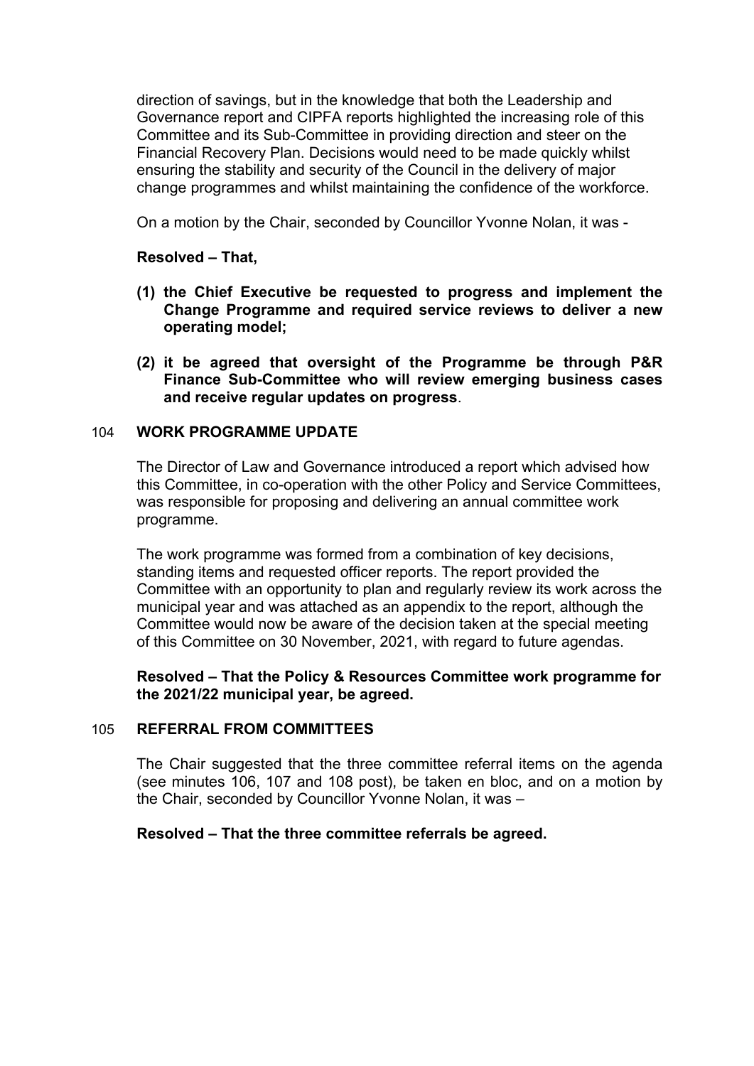direction of savings, but in the knowledge that both the Leadership and Governance report and CIPFA reports highlighted the increasing role of this Committee and its Sub-Committee in providing direction and steer on the Financial Recovery Plan. Decisions would need to be made quickly whilst ensuring the stability and security of the Council in the delivery of major change programmes and whilst maintaining the confidence of the workforce.

On a motion by the Chair, seconded by Councillor Yvonne Nolan, it was -

**Resolved – That,**

**(1) the Chief Executive be requested to progress and implement the Change Programme and required service reviews to deliver a new operating model;**

**(2) it be agreed that oversight of the Programme be through P&R Finance Sub-Committee who will review emerging business cases and receive regular updates on progress**.

## 104 WORK PROGRAMME UPDATE

The Director of Law and Governance introduced a report which advised how this Committee, in co-operation with the other Policy and Service Committees, was responsible for proposing and delivering an annual committee work programme.

The work programme was formed from a combination of key decisions, standing items and requested officer reports. The report provided the Committee with an opportunity to plan and regularly review its work across the municipal year and was attached as an appendix to the report, although the Committee would now be aware of the decision taken at the special meeting of this Committee on 30 November, 2021, with regard to future agendas.

**Resolved – That the Policy & Resources Committee work programme for the 2021/22 municipal year, be agreed.**

## 105 REFERRAL FROM COMMITTEES

The Chair suggested that the three committee referral items on the agenda (see minutes 106, 107 and 108 post), be taken en bloc, and on a motion by the Chair, seconded by Councillor Yvonne Nolan, it was –

**Resolved – That the three committee referrals be agreed.**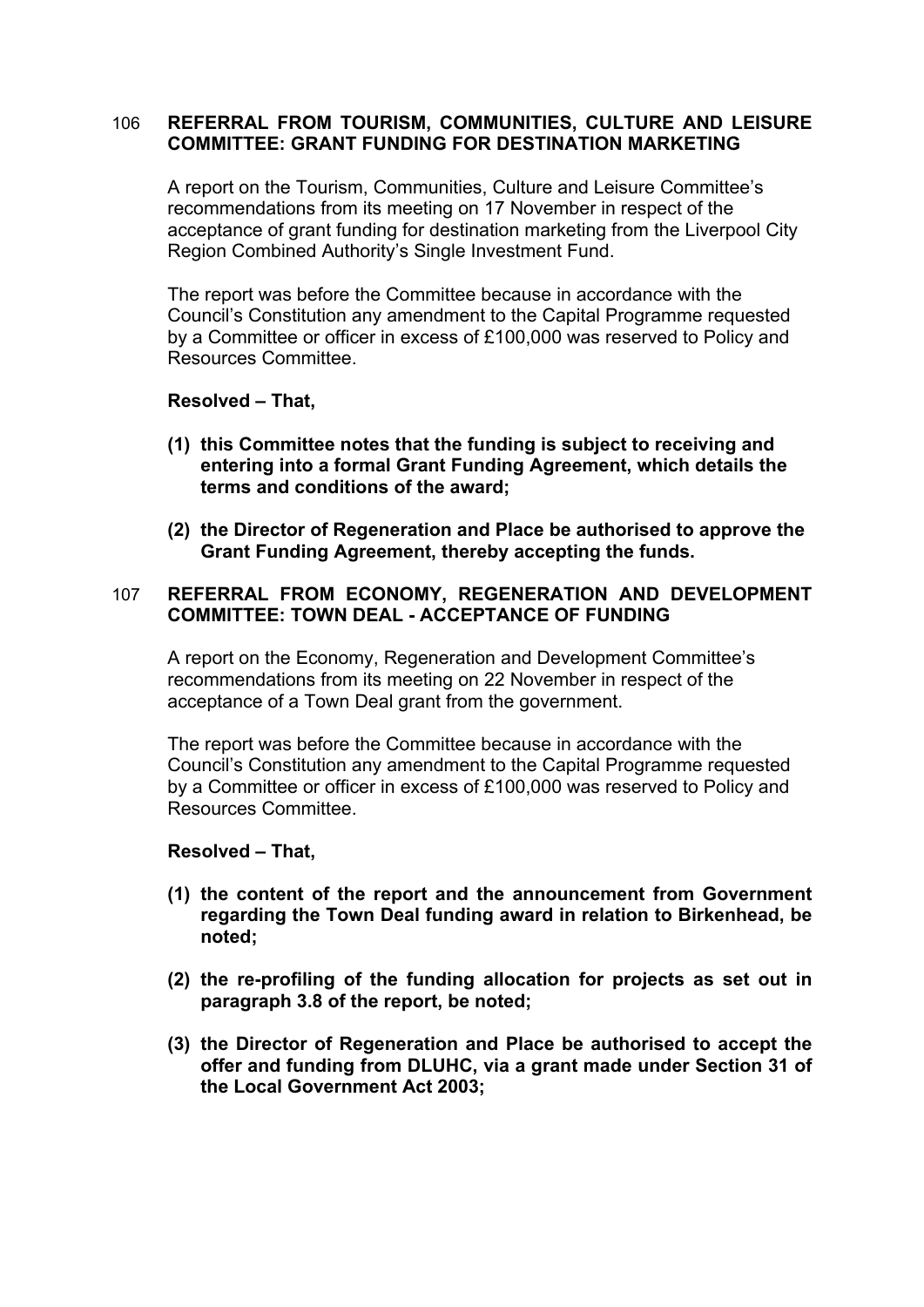## 106 REFERRAL FROM TOURISM, COMMUNITIES, CULTURE AND LEISURE COMMITTEE: GRANT FUNDING FOR DESTINATION MARKETING

A report on the Tourism, Communities, Culture and Leisure Committee's recommendations from its meeting on 17 November in respect of the acceptance of grant funding for destination marketing from the Liverpool City Region Combined Authority's Single Investment Fund.

The report was before the Committee because in accordance with the Council's Constitution any amendment to the Capital Programme requested by a Committee or officer in excess of £100,000 was reserved to Policy and Resources Committee.

**Resolved – That,**

**(1) this Committee notes that the funding is subject to receiving and entering into a formal Grant Funding Agreement, which details the terms and conditions of the award;**

**(2) the Director of Regeneration and Place be authorised to approve the Grant Funding Agreement, thereby accepting the funds.**

## 107 REFERRAL FROM ECONOMY, REGENERATION AND DEVELOPMENT COMMITTEE: TOWN DEAL - ACCEPTANCE OF FUNDING

A report on the Economy, Regeneration and Development Committee's recommendations from its meeting on 22 November in respect of the acceptance of a Town Deal grant from the government.

The report was before the Committee because in accordance with the Council's Constitution any amendment to the Capital Programme requested by a Committee or officer in excess of £100,000 was reserved to Policy and Resources Committee.

**Resolved – That,**

**(1) the content of the report and the announcement from Government regarding the Town Deal funding award in relation to Birkenhead, be noted;**

**(2) the re-profiling of the funding allocation for projects as set out in paragraph 3.8 of the report, be noted;**

**(3) the Director of Regeneration and Place be authorised to accept the offer and funding from DLUHC, via a grant made under Section 31 of the Local Government Act 2003;**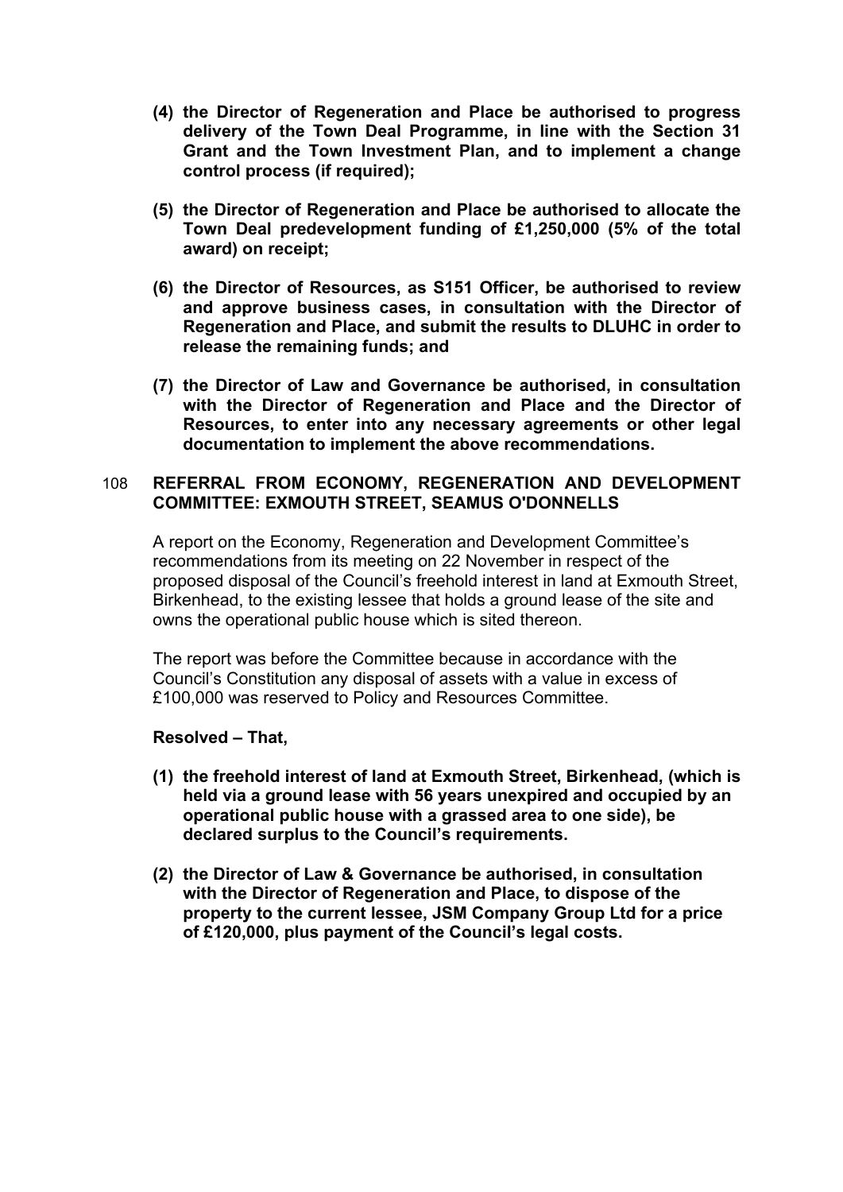**(4) the Director of Regeneration and Place be authorised to progress delivery of the Town Deal Programme, in line with the Section 31 Grant and the Town Investment Plan, and to implement a change control process (if required);**

**(5) the Director of Regeneration and Place be authorised to allocate the Town Deal predevelopment funding of £1,250,000 (5% of the total award) on receipt;**

**(6) the Director of Resources, as S151 Officer, be authorised to review and approve business cases, in consultation with the Director of Regeneration and Place, and submit the results to DLUHC in order to release the remaining funds; and**

**(7) the Director of Law and Governance be authorised, in consultation with the Director of Regeneration and Place and the Director of Resources, to enter into any necessary agreements or other legal documentation to implement the above recommendations.**

## 108 REFERRAL FROM ECONOMY, REGENERATION AND DEVELOPMENT COMMITTEE: EXMOUTH STREET, SEAMUS O'DONNELLS

A report on the Economy, Regeneration and Development Committee's recommendations from its meeting on 22 November in respect of the proposed disposal of the Council's freehold interest in land at Exmouth Street, Birkenhead, to the existing lessee that holds a ground lease of the site and owns the operational public house which is sited thereon.

The report was before the Committee because in accordance with the Council's Constitution any disposal of assets with a value in excess of £100,000 was reserved to Policy and Resources Committee.

**Resolved – That,**

**(1) the freehold interest of land at Exmouth Street, Birkenhead, (which is held via a ground lease with 56 years unexpired and occupied by an operational public house with a grassed area to one side), be declared surplus to the Council's requirements.**

**(2) the Director of Law & Governance be authorised, in consultation with the Director of Regeneration and Place, to dispose of the property to the current lessee, JSM Company Group Ltd for a price of £120,000, plus payment of the Council's legal costs.**